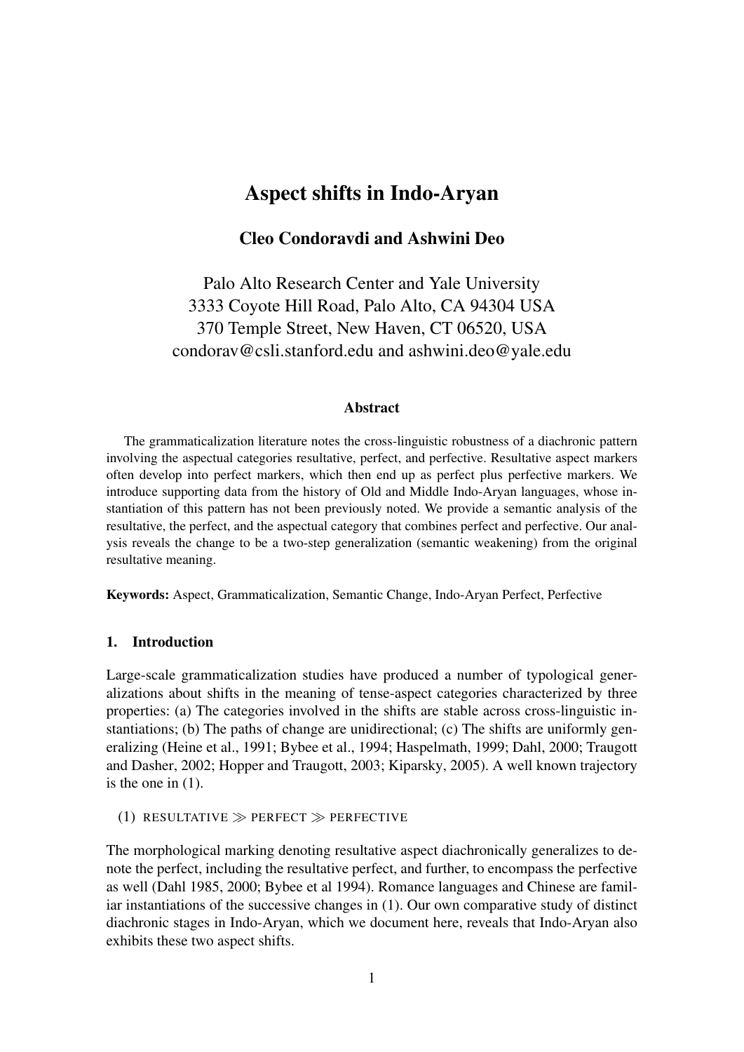# Aspect shifts in Indo-Aryan

**Cleo Condoravdi and Ashwini Deo**

Palo Alto Research Center and Yale University
3333 Coyote Hill Road, Palo Alto, CA 94304 USA
370 Temple Street, New Haven, CT 06520, USA
condorav@csli.stanford.edu and ashwini.deo@yale.edu

### Abstract

The grammaticalization literature notes the cross-linguistic robustness of a diachronic pattern involving the aspectual categories resultative, perfect, and perfective. Resultative aspect markers often develop into perfect markers, which then end up as perfect plus perfective markers. We introduce supporting data from the history of Old and Middle Indo-Aryan languages, whose instantiation of this pattern has not been previously noted. We provide a semantic analysis of the resultative, the perfect, and the aspectual category that combines perfect and perfective. Our analysis reveals the change to be a two-step generalization (semantic weakening) from the original resultative meaning.

**Keywords:** Aspect, Grammaticalization, Semantic Change, Indo-Aryan Perfect, Perfective

## 1. Introduction

Large-scale grammaticalization studies have produced a number of typological generalizations about shifts in the meaning of tense-aspect categories characterized by three properties: (a) The categories involved in the shifts are stable across cross-linguistic instantiations; (b) The paths of change are unidirectional; (c) The shifts are uniformly generalizing (Heine et al., 1991; Bybee et al., 1994; Haspelmath, 1999; Dahl, 2000; Traugott and Dasher, 2002; Hopper and Traugott, 2003; Kiparsky, 2005). A well known trajectory is the one in (1).

(1) RESULTATIVE ≫ PERFECT ≫ PERFECTIVE

The morphological marking denoting resultative aspect diachronically generalizes to denote the perfect, including the resultative perfect, and further, to encompass the perfective as well (Dahl 1985, 2000; Bybee et al 1994). Romance languages and Chinese are familiar instantiations of the successive changes in (1). Our own comparative study of distinct diachronic stages in Indo-Aryan, which we document here, reveals that Indo-Aryan also exhibits these two aspect shifts.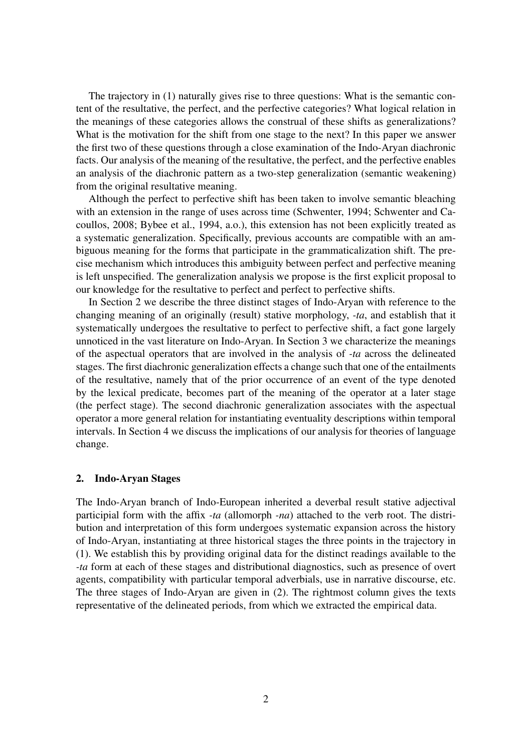The trajectory in (1) naturally gives rise to three questions: What is the semantic content of the resultative, the perfect, and the perfective categories? What logical relation in the meanings of these categories allows the construal of these shifts as generalizations? What is the motivation for the shift from one stage to the next? In this paper we answer the first two of these questions through a close examination of the Indo-Aryan diachronic facts. Our analysis of the meaning of the resultative, the perfect, and the perfective enables an analysis of the diachronic pattern as a two-step generalization (semantic weakening) from the original resultative meaning.

Although the perfect to perfective shift has been taken to involve semantic bleaching with an extension in the range of uses across time (Schwenter, 1994; Schwenter and Cacoullos, 2008; Bybee et al., 1994, a.o.), this extension has not been explicitly treated as a systematic generalization. Specifically, previous accounts are compatible with an ambiguous meaning for the forms that participate in the grammaticalization shift. The precise mechanism which introduces this ambiguity between perfect and perfective meaning is left unspecified. The generalization analysis we propose is the first explicit proposal to our knowledge for the resultative to perfect and perfect to perfective shifts.

In Section 2 we describe the three distinct stages of Indo-Aryan with reference to the changing meaning of an originally (result) stative morphology, *-ta*, and establish that it systematically undergoes the resultative to perfect to perfective shift, a fact gone largely unnoticed in the vast literature on Indo-Aryan. In Section 3 we characterize the meanings of the aspectual operators that are involved in the analysis of *-ta* across the delineated stages. The first diachronic generalization effects a change such that one of the entailments of the resultative, namely that of the prior occurrence of an event of the type denoted by the lexical predicate, becomes part of the meaning of the operator at a later stage (the perfect stage). The second diachronic generalization associates with the aspectual operator a more general relation for instantiating eventuality descriptions within temporal intervals. In Section 4 we discuss the implications of our analysis for theories of language change.

## 2. Indo-Aryan Stages

The Indo-Aryan branch of Indo-European inherited a deverbal result stative adjectival participial form with the affix *-ta* (allomorph *-na*) attached to the verb root. The distribution and interpretation of this form undergoes systematic expansion across the history of Indo-Aryan, instantiating at three historical stages the three points in the trajectory in (1). We establish this by providing original data for the distinct readings available to the *-ta* form at each of these stages and distributional diagnostics, such as presence of overt agents, compatibility with particular temporal adverbials, use in narrative discourse, etc. The three stages of Indo-Aryan are given in (2). The rightmost column gives the texts representative of the delineated periods, from which we extracted the empirical data.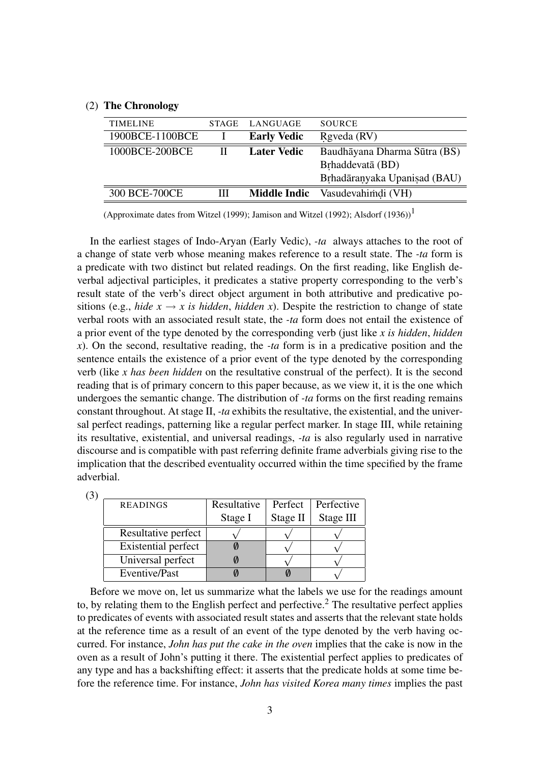(2) **The Chronology**

| TIMELINE | STAGE | LANGUAGE | SOURCE |
|---|---|---|---|
| 1900BCE-1100BCE | I | **Early Vedic** | Ṛgveda (RV) |
| 1000BCE-200BCE | II | **Later Vedic** | Baudhāyana Dharma Sūtra (BS) |
| | | | Bṛhaddevatā (BD) |
| | | | Bṛhadāraṇyaka Upaniṣad (BAU) |
| 300 BCE-700CE | III | **Middle Indic** | Vasudevahiṁḍi (VH) |

(Approximate dates from Witzel (1999); Jamison and Witzel (1992); Alsdorf (1936))[1]

In the earliest stages of Indo-Aryan (Early Vedic), *-ta* always attaches to the root of a change of state verb whose meaning makes reference to a result state. The *-ta* form is a predicate with two distinct but related readings. On the first reading, like English deverbal adjectival participles, it predicates a stative property corresponding to the verb's result state of the verb's direct object argument in both attributive and predicative positions (e.g., *hide x* $\rightarrow$ *x is hidden*, *hidden x*). Despite the restriction to change of state verbal roots with an associated result state, the *-ta* form does not entail the existence of a prior event of the type denoted by the corresponding verb (just like *x is hidden*, *hidden x*). On the second, resultative reading, the *-ta* form is in a predicative position and the sentence entails the existence of a prior event of the type denoted by the corresponding verb (like *x has been hidden* on the resultative construal of the perfect). It is the second reading that is of primary concern to this paper because, as we view it, it is the one which undergoes the semantic change. The distribution of *-ta* forms on the first reading remains constant throughout. At stage II, *-ta* exhibits the resultative, the existential, and the universal perfect readings, patterning like a regular perfect marker. In stage III, while retaining its resultative, existential, and universal readings, *-ta* is also regularly used in narrative discourse and is compatible with past referring definite frame adverbials giving rise to the implication that the described eventuality occurred within the time specified by the frame adverbial.

(3)

| READINGS | Resultative Stage I | Perfect Stage II | Perfective Stage III |
|---|---|---|---|
| Resultative perfect | √ | √ | √ |
| Existential perfect | ∅ | √ | √ |
| Universal perfect | ∅ | √ | √ |
| Eventive/Past | ∅ | ∅ | √ |

Before we move on, let us summarize what the labels we use for the readings amount to, by relating them to the English perfect and perfective.[2] The resultative perfect applies to predicates of events with associated result states and asserts that the relevant state holds at the reference time as a result of an event of the type denoted by the verb having occurred. For instance, *John has put the cake in the oven* implies that the cake is now in the oven as a result of John's putting it there. The existential perfect applies to predicates of any type and has a backshifting effect: it asserts that the predicate holds at some time before the reference time. For instance, *John has visited Korea many times* implies the past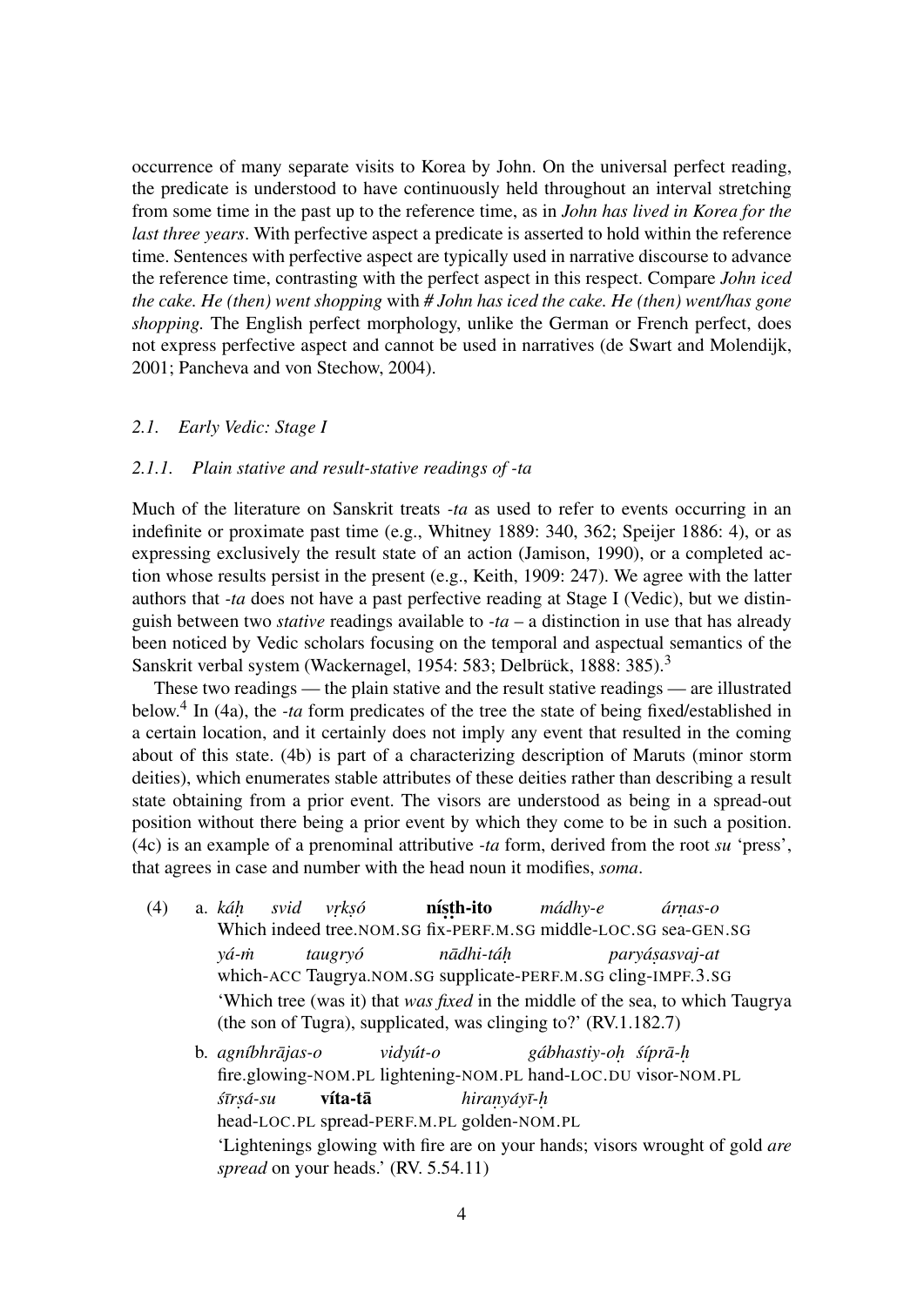occurrence of many separate visits to Korea by John. On the universal perfect reading, the predicate is understood to have continuously held throughout an interval stretching from some time in the past up to the reference time, as in *John has lived in Korea for the last three years*. With perfective aspect a predicate is asserted to hold within the reference time. Sentences with perfective aspect are typically used in narrative discourse to advance the reference time, contrasting with the perfect aspect in this respect. Compare *John iced the cake. He (then) went shopping* with *# John has iced the cake. He (then) went/has gone shopping.* The English perfect morphology, unlike the German or French perfect, does not express perfective aspect and cannot be used in narratives (de Swart and Molendijk, 2001; Pancheva and von Stechow, 2004).

### *2.1. Early Vedic: Stage I*

#### *2.1.1. Plain stative and result-stative readings of -ta*

Much of the literature on Sanskrit treats *-ta* as used to refer to events occurring in an indefinite or proximate past time (e.g., Whitney 1889: 340, 362; Speijer 1886: 4), or as expressing exclusively the result state of an action (Jamison, 1990), or a completed action whose results persist in the present (e.g., Keith, 1909: 247). We agree with the latter authors that *-ta* does not have a past perfective reading at Stage I (Vedic), but we distinguish between two *stative* readings available to *-ta* – a distinction in use that has already been noticed by Vedic scholars focusing on the temporal and aspectual semantics of the Sanskrit verbal system (Wackernagel, 1954: 583; Delbrück, 1888: 385).[3]

These two readings — the plain stative and the result stative readings — are illustrated below.[4] In (4a), the *-ta* form predicates of the tree the state of being fixed/established in a certain location, and it certainly does not imply any event that resulted in the coming about of this state. (4b) is part of a characterizing description of Maruts (minor storm deities), which enumerates stable attributes of these deities rather than describing a result state obtaining from a prior event. The visors are understood as being in a spread-out position without there being a prior event by which they come to be in such a position. (4c) is an example of a prenominal attributive *-ta* form, derived from the root *su* 'press', that agrees in case and number with the head noun it modifies, *soma*.

(4) a. *káḥ svid vṛkṣó* **níṣṭh-ito** *mádhy-e árṇas-o*
Which indeed tree.NOM.SG fix-PERF.M.SG middle-LOC.SG sea-GEN.SG
*yá-ṁ taugryó nādhi-táḥ paryáṣasvaj-at*
which-ACC Taugrya.NOM.SG supplicate-PERF.M.SG cling-IMPF.3.SG
'Which tree (was it) that *was fixed* in the middle of the sea, to which Taugrya (the son of Tugra), supplicated, was clinging to?' (RV.1.182.7)

b. *agníbhrājas-o vidyút-o gábhastiy-oḥ śíprā-ḥ*
fire.glowing-NOM.PL lightening-NOM.PL hand-LOC.DU visor-NOM.PL
*śīrṣá-su* **víta-tā** *hiraṇyáyī-ḥ*
head-LOC.PL spread-PERF.M.PL golden-NOM.PL
'Lightenings glowing with fire are on your hands; visors wrought of gold *are spread* on your heads.' (RV. 5.54.11)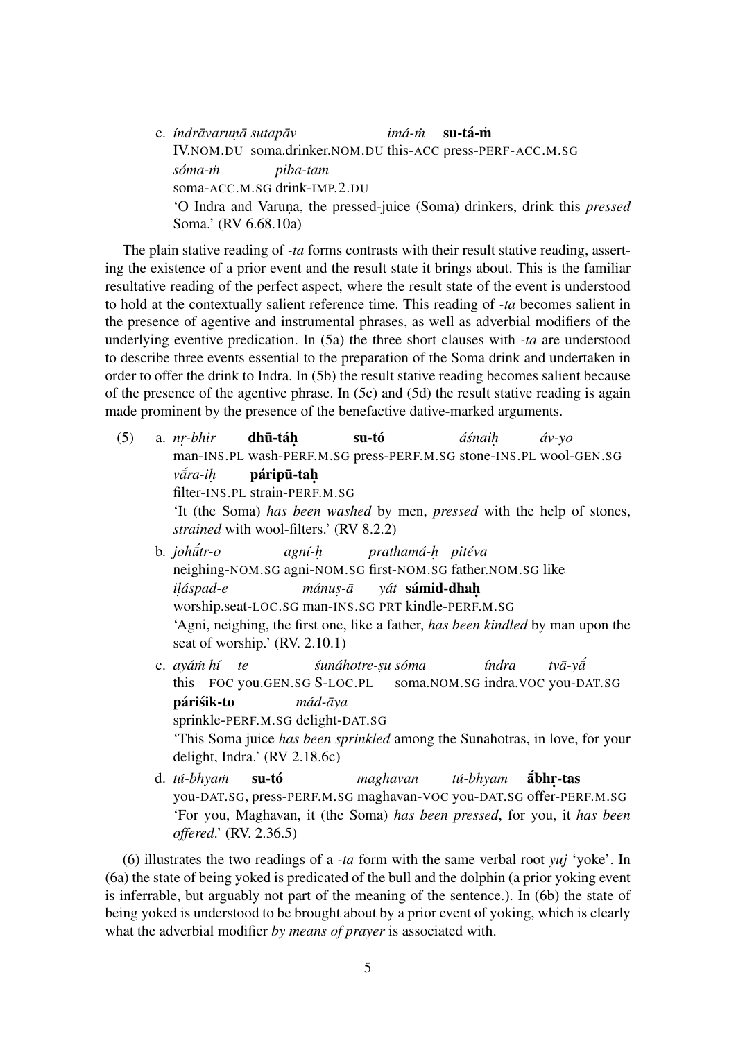c. *índrāvaruṇā sutapāv* *imá-ṁ* **su-tá-ṁ**
IV.NOM.DU soma.drinker.NOM.DU this-ACC press-PERF-ACC.M.SG
*sóma-ṁ* *piba-tam*
soma-ACC.M.SG drink-IMP.2.DU
'O Indra and Varuṇa, the pressed-juice (Soma) drinkers, drink this *pressed* Soma.' (RV 6.68.10a)

The plain stative reading of *-ta* forms contrasts with their result stative reading, asserting the existence of a prior event and the result state it brings about. This is the familiar resultative reading of the perfect aspect, where the result state of the event is understood to hold at the contextually salient reference time. This reading of *-ta* becomes salient in the presence of agentive and instrumental phrases, as well as adverbial modifiers of the underlying eventive predication. In (5a) the three short clauses with *-ta* are understood to describe three events essential to the preparation of the Soma drink and undertaken in order to offer the drink to Indra. In (5b) the result stative reading becomes salient because of the presence of the agentive phrase. In (5c) and (5d) the result stative reading is again made prominent by the presence of the benefactive dative-marked arguments.

(5) a. *nṛ-bhir* **dhū-táḥ** **su-tó** *áśnaiḥ* *áv-yo*
man-INS.PL wash-PERF.M.SG press-PERF.M.SG stone-INS.PL wool-GEN.SG
*vā́ra-iḥ* **páripū-taḥ**
filter-INS.PL strain-PERF.M.SG
'It (the Soma) *has been washed* by men, *pressed* with the help of stones, *strained* with wool-filters.' (RV 8.2.2)

b. *johū́tr-o* *agní-ḥ* *prathamá-ḥ* *pitéva*
neighing-NOM.SG agni-NOM.SG first-NOM.SG father.NOM.SG like
*iḷáspad-e* *mánuṣ-ā* *yát* **sámid-dhaḥ**
worship.seat-LOC.SG man-INS.SG PRT kindle-PERF.M.SG
'Agni, neighing, the first one, like a father, *has been kindled* by man upon the seat of worship.' (RV. 2.10.1)

c. *ayáṁ hí* *te* *śunáhotre-ṣu sóma* *índra* *tvā-yā́*
this FOC you.GEN.SG S-LOC.PL soma.NOM.SG indra.VOC you-DAT.SG
**páriśik-to** *mád-āya*
sprinkle-PERF.M.SG delight-DAT.SG
'This Soma juice *has been sprinkled* among the Sunahotras, in love, for your delight, Indra.' (RV 2.18.6c)

d. *tú-bhyaṁ* **su-tó** *maghavan* *tú-bhyam* **ā́bhṛ-tas**
you-DAT.SG, press-PERF.M.SG maghavan-VOC you-DAT.SG offer-PERF.M.SG
'For you, Maghavan, it (the Soma) *has been pressed*, for you, it *has been offered*.' (RV. 2.36.5)

(6) illustrates the two readings of a *-ta* form with the same verbal root *yuj* 'yoke'. In (6a) the state of being yoked is predicated of the bull and the dolphin (a prior yoking event is inferrable, but arguably not part of the meaning of the sentence.). In (6b) the state of being yoked is understood to be brought about by a prior event of yoking, which is clearly what the adverbial modifier *by means of prayer* is associated with.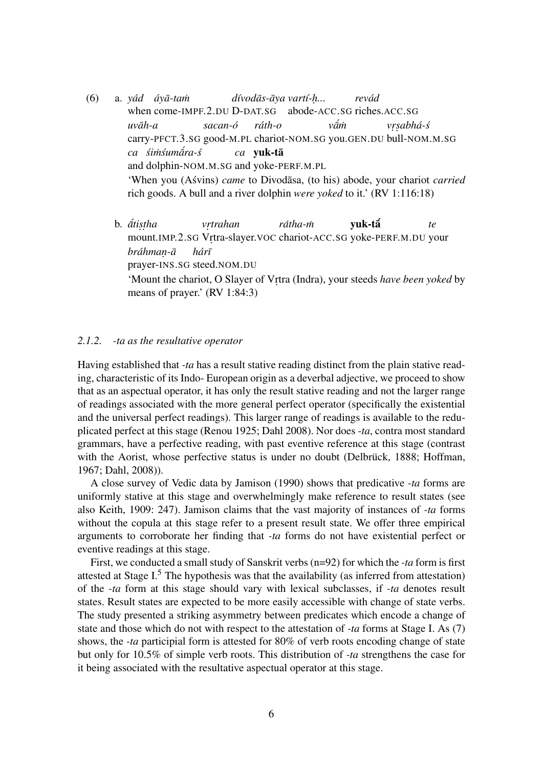(6) a. *yád áyā-taṁ dívodās-āya vartí-ḥ... revád*
when come-IMPF.2.DU D-DAT.SG abode-ACC.SG riches.ACC.SG
*uvāh-a sacan-ó ráth-o vā́ṁ vṛṣabhá-ś*
carry-PFCT.3.SG good-M.PL chariot-NOM.SG you.GEN.DU bull-NOM.M.SG
*ca śiṁśumā́ra-ś ca* **yuk-tā**
and dolphin-NOM.M.SG and yoke-PERF.M.PL
'When you (Aśvins) *came* to Divodāsa, (to his) abode, your chariot *carried* rich goods. A bull and a river dolphin *were yoked* to it.' (RV 1:116:18)

b. *ā́tiṣṭha vṛtrahan rátha-ṁ* **yuk-tā́** *te*
mount.IMP.2.SG Vṛtra-slayer.VOC chariot-ACC.SG yoke-PERF.M.DU your
*bráhmaṇ-ā hárī*
prayer-INS.SG steed.NOM.DU
'Mount the chariot, O Slayer of Vṛtra (Indra), your steeds *have been yoked* by means of prayer.' (RV 1:84:3)

### *2.1.2. -ta as the resultative operator*

Having established that *-ta* has a result stative reading distinct from the plain stative reading, characteristic of its Indo- European origin as a deverbal adjective, we proceed to show that as an aspectual operator, it has only the result stative reading and not the larger range of readings associated with the more general perfect operator (specifically the existential and the universal perfect readings). This larger range of readings is available to the reduplicated perfect at this stage (Renou 1925; Dahl 2008). Nor does *-ta*, contra most standard grammars, have a perfective reading, with past eventive reference at this stage (contrast with the Aorist, whose perfective status is under no doubt (Delbrück, 1888; Hoffman, 1967; Dahl, 2008)).

A close survey of Vedic data by Jamison (1990) shows that predicative *-ta* forms are uniformly stative at this stage and overwhelmingly make reference to result states (see also Keith, 1909: 247). Jamison claims that the vast majority of instances of *-ta* forms without the copula at this stage refer to a present result state. We offer three empirical arguments to corroborate her finding that *-ta* forms do not have existential perfect or eventive readings at this stage.

First, we conducted a small study of Sanskrit verbs (n=92) for which the *-ta* form is first attested at Stage I.[5] The hypothesis was that the availability (as inferred from attestation) of the *-ta* form at this stage should vary with lexical subclasses, if *-ta* denotes result states. Result states are expected to be more easily accessible with change of state verbs. The study presented a striking asymmetry between predicates which encode a change of state and those which do not with respect to the attestation of *-ta* forms at Stage I. As (7) shows, the *-ta* participial form is attested for 80% of verb roots encoding change of state but only for 10.5% of simple verb roots. This distribution of *-ta* strengthens the case for it being associated with the resultative aspectual operator at this stage.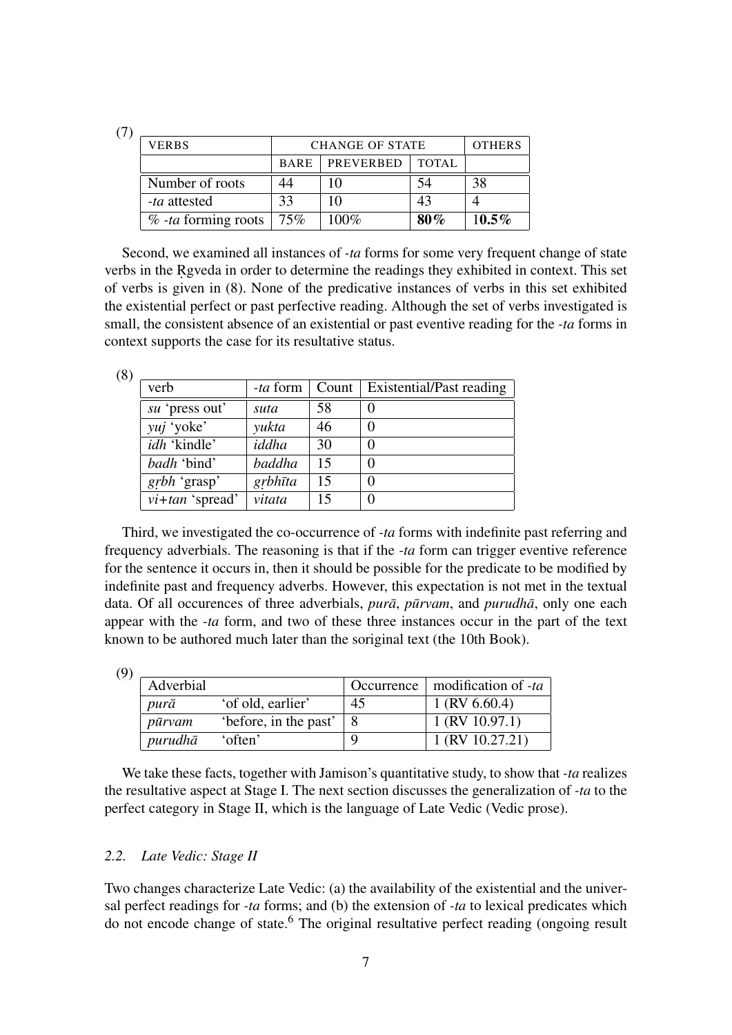(7)

| VERBS | CHANGE OF STATE | | | OTHERS |
|---|---|---|---|---|
| | BARE | PREVERBED | TOTAL | |
| Number of roots | 44 | 10 | 54 | 38 |
| *-ta* attested | 33 | 10 | 43 | 4 |
| % *-ta* forming roots | 75% | 100% | **80%** | **10.5%** |

Second, we examined all instances of *-ta* forms for some very frequent change of state verbs in the Ṛgveda in order to determine the readings they exhibited in context. This set of verbs is given in (8). None of the predicative instances of verbs in this set exhibited the existential perfect or past perfective reading. Although the set of verbs investigated is small, the consistent absence of an existential or past eventive reading for the *-ta* forms in context supports the case for its resultative status.

(8)

| verb | *-ta* form | Count | Existential/Past reading |
|---|---|---|---|
| *su* 'press out' | *suta* | 58 | 0 |
| *yuj* 'yoke' | *yukta* | 46 | 0 |
| *idh* 'kindle' | *iddha* | 30 | 0 |
| *badh* 'bind' | *baddha* | 15 | 0 |
| *gṛbh* 'grasp' | *gṛbhīta* | 15 | 0 |
| *vi+tan* 'spread' | *vitata* | 15 | 0 |

Third, we investigated the co-occurrence of *-ta* forms with indefinite past referring and frequency adverbials. The reasoning is that if the *-ta* form can trigger eventive reference for the sentence it occurs in, then it should be possible for the predicate to be modified by indefinite past and frequency adverbs. However, this expectation is not met in the textual data. Of all occurences of three adverbials, *purā*, *pūrvam*, and *purudhā*, only one each appear with the *-ta* form, and two of these three instances occur in the part of the text known to be authored much later than the soriginal text (the 10th Book).

(9)

| Adverbial | | Occurrence | modification of *-ta* |
|---|---|---|---|
| *purā* | 'of old, earlier' | 45 | 1 (RV 6.60.4) |
| *pūrvam* | 'before, in the past' | 8 | 1 (RV 10.97.1) |
| *purudhā* | 'often' | 9 | 1 (RV 10.27.21) |

We take these facts, together with Jamison's quantitative study, to show that *-ta* realizes the resultative aspect at Stage I. The next section discusses the generalization of *-ta* to the perfect category in Stage II, which is the language of Late Vedic (Vedic prose).

### 2.2. *Late Vedic: Stage II*

Two changes characterize Late Vedic: (a) the availability of the existential and the universal perfect readings for *-ta* forms; and (b) the extension of *-ta* to lexical predicates which do not encode change of state.[6] The original resultative perfect reading (ongoing result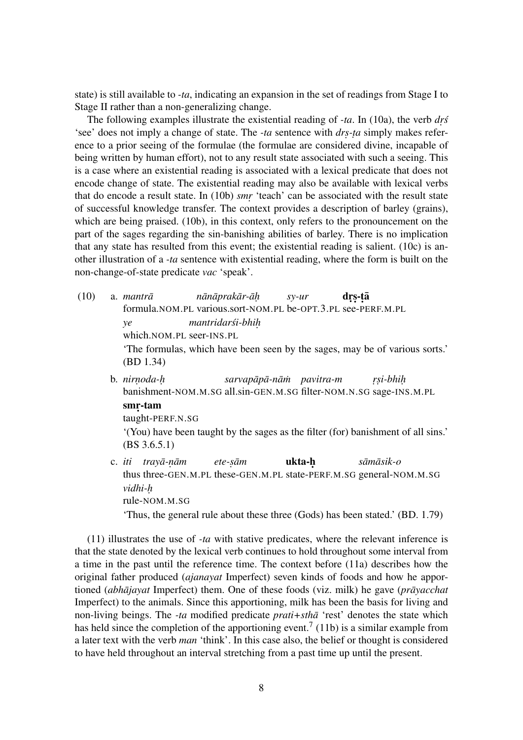state) is still available to *-ta*, indicating an expansion in the set of readings from Stage I to Stage II rather than a non-generalizing change.

The following examples illustrate the existential reading of *-ta*. In (10a), the verb *dṛś* 'see' does not imply a change of state. The *-ta* sentence with *dṛṣ-ṭa* simply makes reference to a prior seeing of the formulae (the formulae are considered divine, incapable of being written by human effort), not to any result state associated with such a seeing. This is a case where an existential reading is associated with a lexical predicate that does not encode change of state. The existential reading may also be available with lexical verbs that do encode a result state. In (10b) *smṛ* 'teach' can be associated with the result state of successful knowledge transfer. The context provides a description of barley (grains), which are being praised. (10b), in this context, only refers to the pronouncement on the part of the sages regarding the sin-banishing abilities of barley. There is no implication that any state has resulted from this event; the existential reading is salient. (10c) is another illustration of a *-ta* sentence with existential reading, where the form is built on the non-change-of-state predicate *vac* 'speak'.

(10) a. *mantrā* *nānāprakār-āḥ* *sy-ur* **dṛṣ-ṭā**
formula.NOM.PL various.sort-NOM.PL be-OPT.3.PL see-PERF.M.PL
*ye* *mantridarśi-bhiḥ*
which.NOM.PL seer-INS.PL
'The formulas, which have been seen by the sages, may be of various sorts.' (BD 1.34)

b. *nirṇoda-ḥ* *sarvapāpā-nāṁ* *pavitra-m* *ṛṣi-bhiḥ*
banishment-NOM.M.SG all.sin-GEN.M.SG filter-NOM.N.SG sage-INS.M.PL
**smṛ-tam**
taught-PERF.N.SG
'(You) have been taught by the sages as the filter (for) banishment of all sins.' (BS 3.6.5.1)

c. *iti* *trayā-ṇām* *ete-ṣām* **ukta-ḥ** *sāmāsik-o*
thus three-GEN.M.PL these-GEN.M.PL state-PERF.M.SG general-NOM.M.SG
*vidhi-ḥ*
rule-NOM.M.SG
'Thus, the general rule about these three (Gods) has been stated.' (BD. 1.79)

(11) illustrates the use of *-ta* with stative predicates, where the relevant inference is that the state denoted by the lexical verb continues to hold throughout some interval from a time in the past until the reference time. The context before (11a) describes how the original father produced (*ajanayat* Imperfect) seven kinds of foods and how he apportioned (*abhājayat* Imperfect) them. One of these foods (viz. milk) he gave (*prāyacchat* Imperfect) to the animals. Since this apportioning, milk has been the basis for living and non-living beings. The *-ta* modified predicate *prati+sthā* 'rest' denotes the state which has held since the completion of the apportioning event.[7] (11b) is a similar example from a later text with the verb *man* 'think'. In this case also, the belief or thought is considered to have held throughout an interval stretching from a past time up until the present.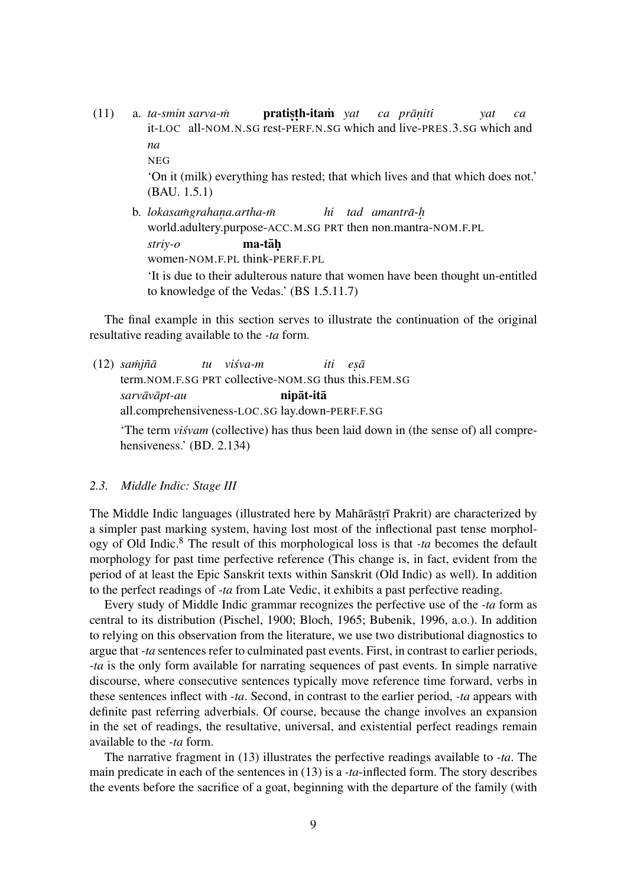(11) a. *ta-smin sarva-ṁ* **pratiṣṭh-itaṁ** *yat ca prāṇiti yat ca na*
it-LOC all-NOM.N.SG rest-PERF.N.SG which and live-PRES.3.SG which and NEG
'On it (milk) everything has rested; that which lives and that which does not.' (BAU. 1.5.1)

b. *lokasaṁgrahaṇa.artha-ṁ hi tad amantrā-ḥ striy-o* **ma-tāḥ**
world.adultery.purpose-ACC.M.SG PRT then non.mantra-NOM.F.PL women-NOM.F.PL think-PERF.F.PL
'It is due to their adulterous nature that women have been thought un-entitled to knowledge of the Vedas.' (BS 1.5.11.7)

The final example in this section serves to illustrate the continuation of the original resultative reading available to the *-ta* form.

(12) *saṁjñā tu viśva-m iti eṣā sarvāvāpt-au* **nipāt-itā**
term.NOM.F.SG PRT collective-NOM.SG thus this.FEM.SG all.comprehensiveness-LOC.SG lay.down-PERF.F.SG
'The term *viśvam* (collective) has thus been laid down in (the sense of) all comprehensiveness.' (BD. 2.134)

### *2.3. Middle Indic: Stage III*

The Middle Indic languages (illustrated here by Mahārāṣṭrī Prakrit) are characterized by a simpler past marking system, having lost most of the inflectional past tense morphology of Old Indic.[8] The result of this morphological loss is that *-ta* becomes the default morphology for past time perfective reference (This change is, in fact, evident from the period of at least the Epic Sanskrit texts within Sanskrit (Old Indic) as well). In addition to the perfect readings of *-ta* from Late Vedic, it exhibits a past perfective reading.

Every study of Middle Indic grammar recognizes the perfective use of the *-ta* form as central to its distribution (Pischel, 1900; Bloch, 1965; Bubenik, 1996, a.o.). In addition to relying on this observation from the literature, we use two distributional diagnostics to argue that *-ta* sentences refer to culminated past events. First, in contrast to earlier periods, *-ta* is the only form available for narrating sequences of past events. In simple narrative discourse, where consecutive sentences typically move reference time forward, verbs in these sentences inflect with *-ta*. Second, in contrast to the earlier period, *-ta* appears with definite past referring adverbials. Of course, because the change involves an expansion in the set of readings, the resultative, universal, and existential perfect readings remain available to the *-ta* form.

The narrative fragment in (13) illustrates the perfective readings available to *-ta*. The main predicate in each of the sentences in (13) is a *-ta*-inflected form. The story describes the events before the sacrifice of a goat, beginning with the departure of the family (with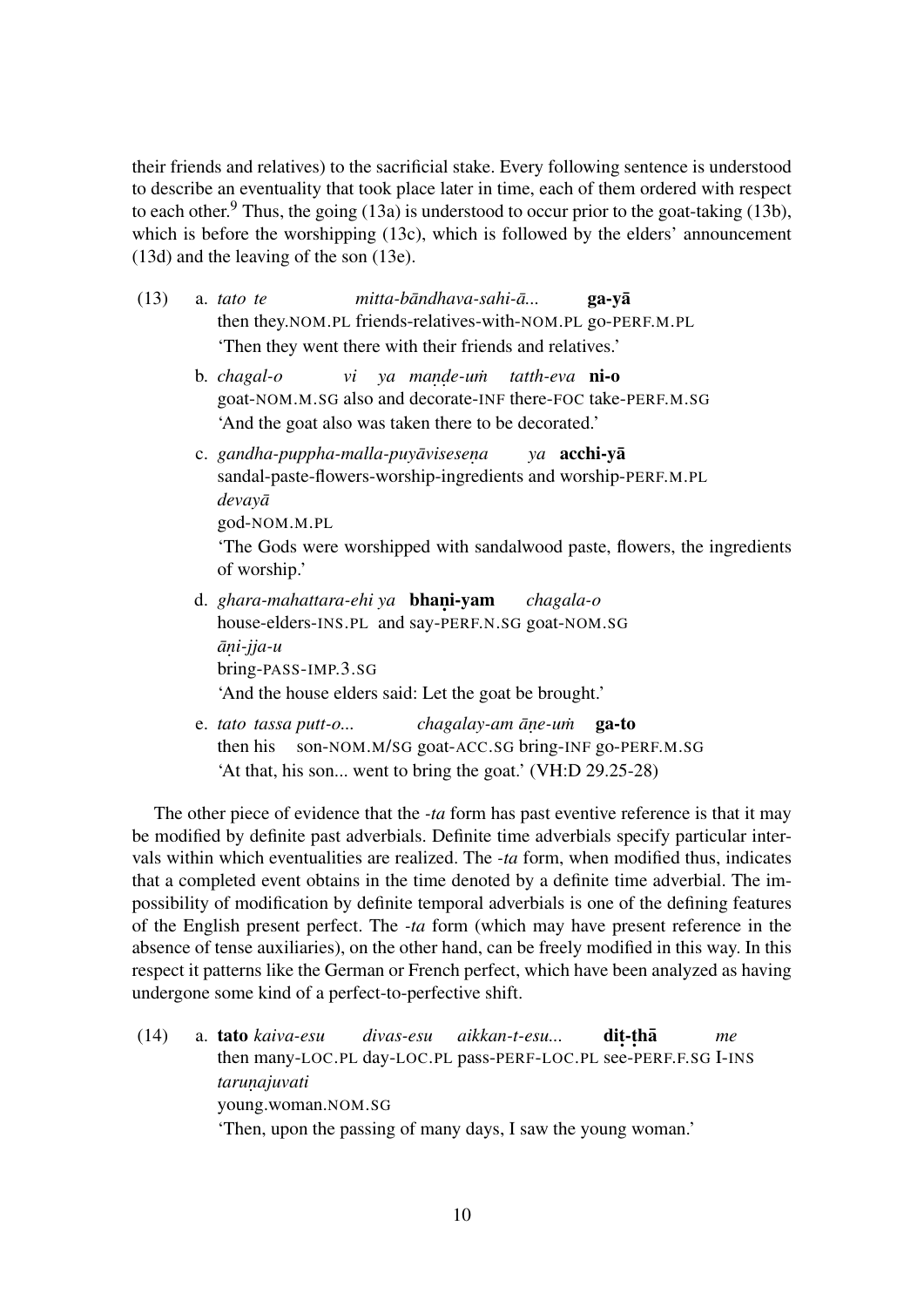their friends and relatives) to the sacrificial stake. Every following sentence is understood to describe an eventuality that took place later in time, each of them ordered with respect to each other.[9] Thus, the going (13a) is understood to occur prior to the goat-taking (13b), which is before the worshipping (13c), which is followed by the elders' announcement (13d) and the leaving of the son (13e).

(13) a. *tato te mitta-bāndhava-sahi-ā...* **ga-yā**
then they.NOM.PL friends-relatives-with-NOM.PL go-PERF.M.PL
'Then they went there with their friends and relatives.'

b. *chagal-o vi ya maṇḍe-uṁ tatth-eva* **ni-o**
goat-NOM.M.SG also and decorate-INF there-FOC take-PERF.M.SG
'And the goat also was taken there to be decorated.'

c. *gandha-puppha-malla-puyāvisesеṇa ya* **acchi-yā** *devayā*
sandal-paste-flowers-worship-ingredients and worship-PERF.M.PL god-NOM.M.PL
'The Gods were worshipped with sandalwood paste, flowers, the ingredients of worship.'

d. *ghara-mahattara-ehi ya* **bhaṇi-yam** *chagala-o āṇi-jja-u*
house-elders-INS.PL and say-PERF.N.SG goat-NOM.SG bring-PASS-IMP.3.SG
'And the house elders said: Let the goat be brought.'

e. *tato tassa putt-o... chagalay-am āṇe-uṁ* **ga-to**
then his son-NOM.M/SG goat-ACC.SG bring-INF go-PERF.M.SG
'At that, his son... went to bring the goat.' (VH:D 29.25-28)

The other piece of evidence that the *-ta* form has past eventive reference is that it may be modified by definite past adverbials. Definite time adverbials specify particular intervals within which eventualities are realized. The *-ta* form, when modified thus, indicates that a completed event obtains in the time denoted by a definite time adverbial. The impossibility of modification by definite temporal adverbials is one of the defining features of the English present perfect. The *-ta* form (which may have present reference in the absence of tense auxiliaries), on the other hand, can be freely modified in this way. In this respect it patterns like the German or French perfect, which have been analyzed as having undergone some kind of a perfect-to-perfective shift.

(14) a. **tato** *kaiva-esu divas-esu aikkan-t-esu...* **diṭ-ṭhā** *me taruṇajuvati*
then many-LOC.PL day-LOC.PL pass-PERF-LOC.PL see-PERF.F.SG I-INS young.woman.NOM.SG
'Then, upon the passing of many days, I saw the young woman.'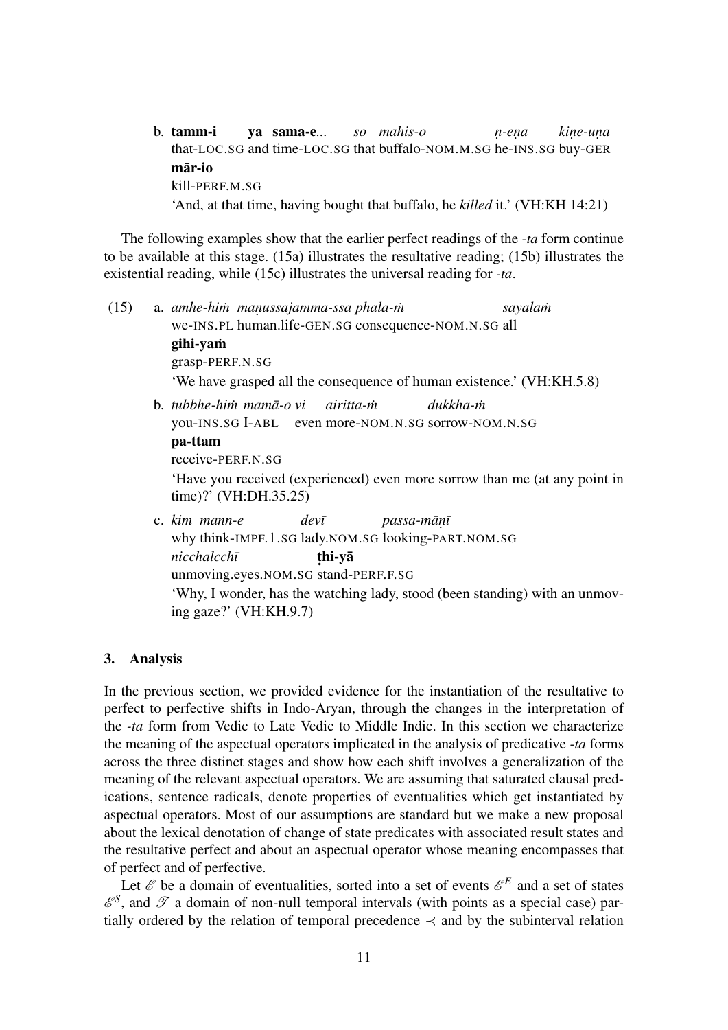b. **tamm-i** **ya** **sama-e**... *so* *mahis-o* *ṇ-eṇa* *kiṇe-uṇa*
that-LOC.SG and time-LOC.SG that buffalo-NOM.M.SG he-INS.SG buy-GER
**mār-io**
kill-PERF.M.SG
'And, at that time, having bought that buffalo, he *killed* it.' (VH:KH 14:21)

The following examples show that the earlier perfect readings of the *-ta* form continue to be available at this stage. (15a) illustrates the resultative reading; (15b) illustrates the existential reading, while (15c) illustrates the universal reading for *-ta*.

(15) a. *amhe-hiṁ* *maṇussajamma-ssa* *phala-ṁ* *sayalaṁ*
we-INS.PL human.life-GEN.SG consequence-NOM.N.SG all
**gihi-yaṁ**
grasp-PERF.N.SG
'We have grasped all the consequence of human existence.' (VH:KH.5.8)

b. *tubbhe-hiṁ* *mamā-o* *vi* *airitta-ṁ* *dukkha-ṁ*
you-INS.SG I-ABL even more-NOM.N.SG sorrow-NOM.N.SG
**pa-ttam**
receive-PERF.N.SG
'Have you received (experienced) even more sorrow than me (at any point in time)?' (VH:DH.35.25)

c. *kim* *mann-e* *devī* *passa-māṇī*
why think-IMPF.1.SG lady.NOM.SG looking-PART.NOM.SG
*nicchalcchī* **ṭhi-yā**
unmoving.eyes.NOM.SG stand-PERF.F.SG
'Why, I wonder, has the watching lady, stood (been standing) with an unmoving gaze?' (VH:KH.9.7)

## 3. Analysis

In the previous section, we provided evidence for the instantiation of the resultative to perfect to perfective shifts in Indo-Aryan, through the changes in the interpretation of the *-ta* form from Vedic to Late Vedic to Middle Indic. In this section we characterize the meaning of the aspectual operators implicated in the analysis of predicative *-ta* forms across the three distinct stages and show how each shift involves a generalization of the meaning of the relevant aspectual operators. We are assuming that saturated clausal predications, sentence radicals, denote properties of eventualities which get instantiated by aspectual operators. Most of our assumptions are standard but we make a new proposal about the lexical denotation of change of state predicates with associated result states and the resultative perfect and about an aspectual operator whose meaning encompasses that of perfect and of perfective.

Let $\mathscr{E}$ be a domain of eventualities, sorted into a set of events $\mathscr{E}^E$ and a set of states $\mathscr{E}^S$, and $\mathscr{T}$ a domain of non-null temporal intervals (with points as a special case) partially ordered by the relation of temporal precedence $\prec$ and by the subinterval relation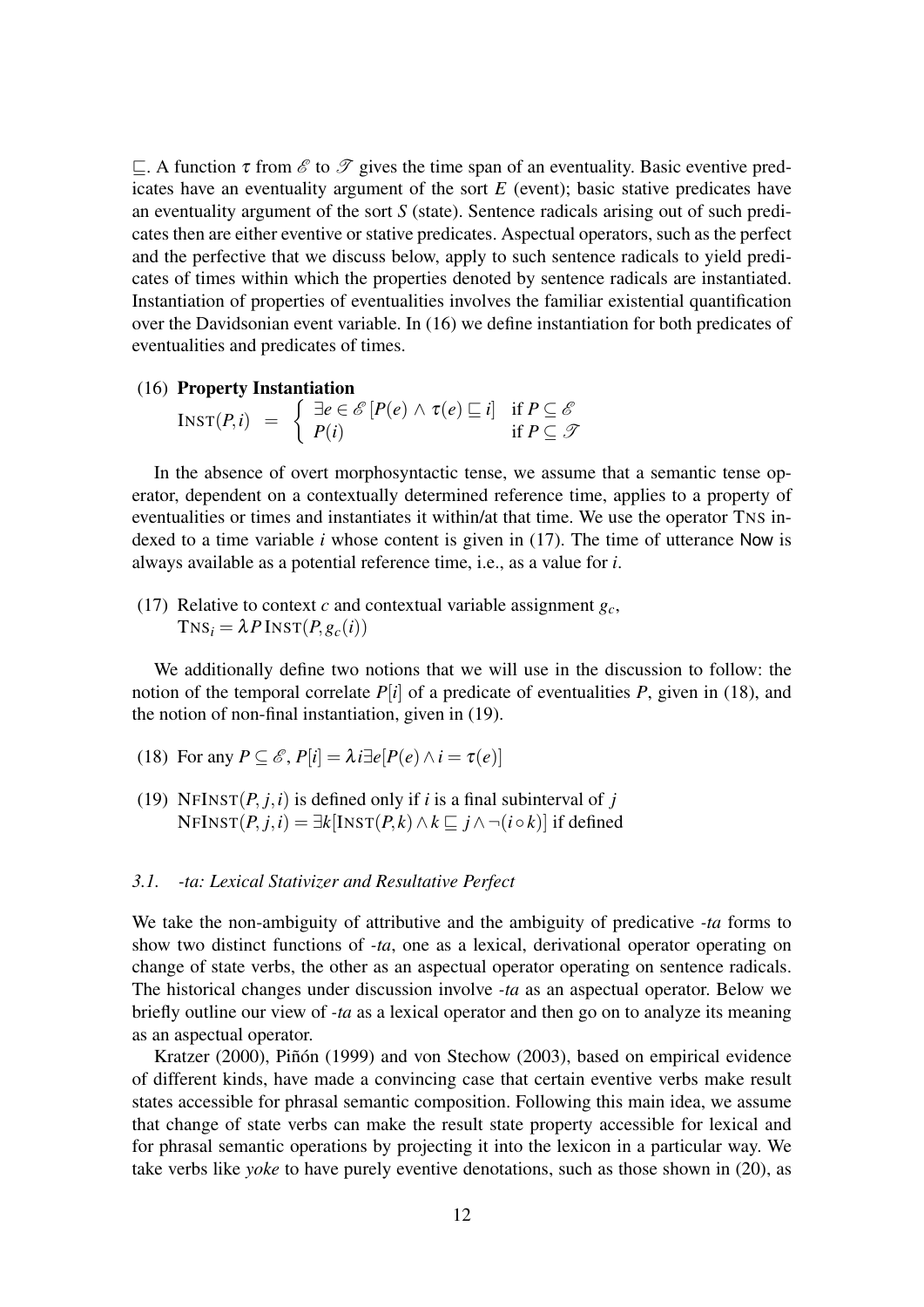$\sqsubseteq$. A function $\tau$ from $\mathscr{E}$ to $\mathscr{T}$ gives the time span of an eventuality. Basic eventive predicates have an eventuality argument of the sort $E$ (event); basic stative predicates have an eventuality argument of the sort $S$ (state). Sentence radicals arising out of such predicates then are either eventive or stative predicates. Aspectual operators, such as the perfect and the perfective that we discuss below, apply to such sentence radicals to yield predicates of times within which the properties denoted by sentence radicals are instantiated. Instantiation of properties of eventualities involves the familiar existential quantification over the Davidsonian event variable. In (16) we define instantiation for both predicates of eventualities and predicates of times.

(16) **Property Instantiation**

$$\text{INST}(P,i) \;=\; \begin{cases} \exists e \in \mathscr{E}\,[P(e) \wedge \tau(e) \sqsubseteq i] & \text{if } P \subseteq \mathscr{E} \\ P(i) & \text{if } P \subseteq \mathscr{T} \end{cases}$$

In the absence of overt morphosyntactic tense, we assume that a semantic tense operator, dependent on a contextually determined reference time, applies to a property of eventualities or times and instantiates it within/at that time. We use the operator TNS indexed to a time variable $i$ whose content is given in (17). The time of utterance Now is always available as a potential reference time, i.e., as a value for $i$.

(17) Relative to context $c$ and contextual variable assignment $g_c$,
$\text{TNS}_i = \lambda P\, \text{INST}(P, g_c(i))$

We additionally define two notions that we will use in the discussion to follow: the notion of the temporal correlate $P[i]$ of a predicate of eventualities $P$, given in (18), and the notion of non-final instantiation, given in (19).

(18) For any $P \subseteq \mathscr{E}$, $P[i] = \lambda i \exists e[P(e) \wedge i = \tau(e)]$

(19) $\text{NFINST}(P, j, i)$ is defined only if $i$ is a final subinterval of $j$
$\text{NFINST}(P, j, i) = \exists k[\text{INST}(P,k) \wedge k \sqsubseteq j \wedge \neg(i \circ k)]$ if defined

### 3.1. -ta: Lexical Stativizer and Resultative Perfect

We take the non-ambiguity of attributive and the ambiguity of predicative *-ta* forms to show two distinct functions of *-ta*, one as a lexical, derivational operator operating on change of state verbs, the other as an aspectual operator operating on sentence radicals. The historical changes under discussion involve *-ta* as an aspectual operator. Below we briefly outline our view of *-ta* as a lexical operator and then go on to analyze its meaning as an aspectual operator.

Kratzer (2000), Piñón (1999) and von Stechow (2003), based on empirical evidence of different kinds, have made a convincing case that certain eventive verbs make result states accessible for phrasal semantic composition. Following this main idea, we assume that change of state verbs can make the result state property accessible for lexical and for phrasal semantic operations by projecting it into the lexicon in a particular way. We take verbs like *yoke* to have purely eventive denotations, such as those shown in (20), as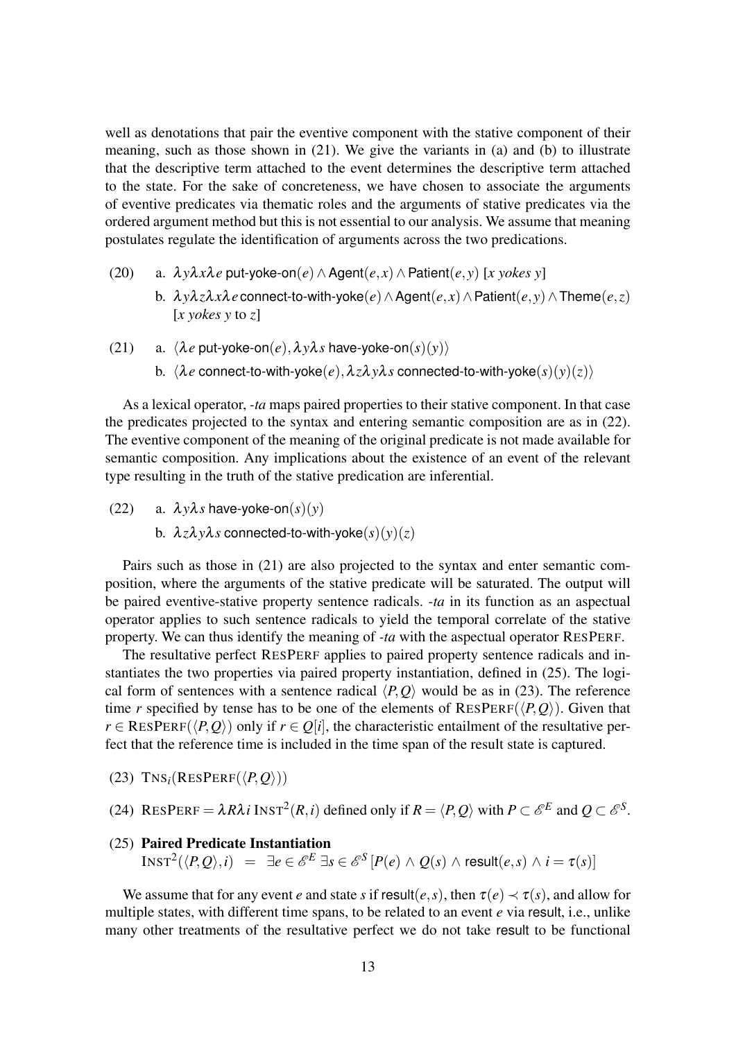well as denotations that pair the eventive component with the stative component of their meaning, such as those shown in (21). We give the variants in (a) and (b) to illustrate that the descriptive term attached to the event determines the descriptive term attached to the state. For the sake of concreteness, we have chosen to associate the arguments of eventive predicates via thematic roles and the arguments of stative predicates via the ordered argument method but this is not essential to our analysis. We assume that meaning postulates regulate the identification of arguments across the two predications.

(20) a. $\lambda y \lambda x \lambda e\ \mathsf{put\text{-}yoke\text{-}on}(e) \wedge \mathsf{Agent}(e,x) \wedge \mathsf{Patient}(e,y)$ [*x yokes y*]

b. $\lambda y \lambda z \lambda x \lambda e\ \mathsf{connect\text{-}to\text{-}with\text{-}yoke}(e) \wedge \mathsf{Agent}(e,x) \wedge \mathsf{Patient}(e,y) \wedge \mathsf{Theme}(e,z)$ [*x yokes y* to *z*]

(21) a. $\langle \lambda e\ \mathsf{put\text{-}yoke\text{-}on}(e), \lambda y \lambda s\ \mathsf{have\text{-}yoke\text{-}on}(s)(y) \rangle$

b. $\langle \lambda e\ \mathsf{connect\text{-}to\text{-}with\text{-}yoke}(e), \lambda z \lambda y \lambda s\ \mathsf{connected\text{-}to\text{-}with\text{-}yoke}(s)(y)(z) \rangle$

As a lexical operator, *-ta* maps paired properties to their stative component. In that case the predicates projected to the syntax and entering semantic composition are as in (22). The eventive component of the meaning of the original predicate is not made available for semantic composition. Any implications about the existence of an event of the relevant type resulting in the truth of the stative predication are inferential.

(22) a. $\lambda y \lambda s\ \mathsf{have\text{-}yoke\text{-}on}(s)(y)$

b. $\lambda z \lambda y \lambda s\ \mathsf{connected\text{-}to\text{-}with\text{-}yoke}(s)(y)(z)$

Pairs such as those in (21) are also projected to the syntax and enter semantic composition, where the arguments of the stative predicate will be saturated. The output will be paired eventive-stative property sentence radicals. *-ta* in its function as an aspectual operator applies to such sentence radicals to yield the temporal correlate of the stative property. We can thus identify the meaning of *-ta* with the aspectual operator RESPERF.

The resultative perfect RESPERF applies to paired property sentence radicals and instantiates the two properties via paired property instantiation, defined in (25). The logical form of sentences with a sentence radical $\langle P, Q \rangle$ would be as in (23). The reference time $r$ specified by tense has to be one of the elements of $\text{RESPERF}(\langle P, Q \rangle)$. Given that $r \in \text{RESPERF}(\langle P, Q \rangle)$ only if $r \in Q[i]$, the characteristic entailment of the resultative perfect that the reference time is included in the time span of the result state is captured.

(23) $\text{TNS}_i(\text{RESPERF}(\langle P, Q \rangle))$

(24) $\text{RESPERF} = \lambda R \lambda i\ \text{INST}^2(R, i)$ defined only if $R = \langle P, Q \rangle$ with $P \subset \mathscr{E}^E$ and $Q \subset \mathscr{E}^S$.

(25) **Paired Predicate Instantiation**

$$\text{INST}^2(\langle P, Q \rangle, i) \ = \ \exists e \in \mathscr{E}^E\ \exists s \in \mathscr{E}^S\ [P(e) \wedge Q(s) \wedge \mathsf{result}(e,s) \wedge i = \tau(s)]$$

We assume that for any event $e$ and state $s$ if $\mathsf{result}(e,s)$, then $\tau(e) \prec \tau(s)$, and allow for multiple states, with different time spans, to be related to an event $e$ via $\mathsf{result}$, i.e., unlike many other treatments of the resultative perfect we do not take $\mathsf{result}$ to be functional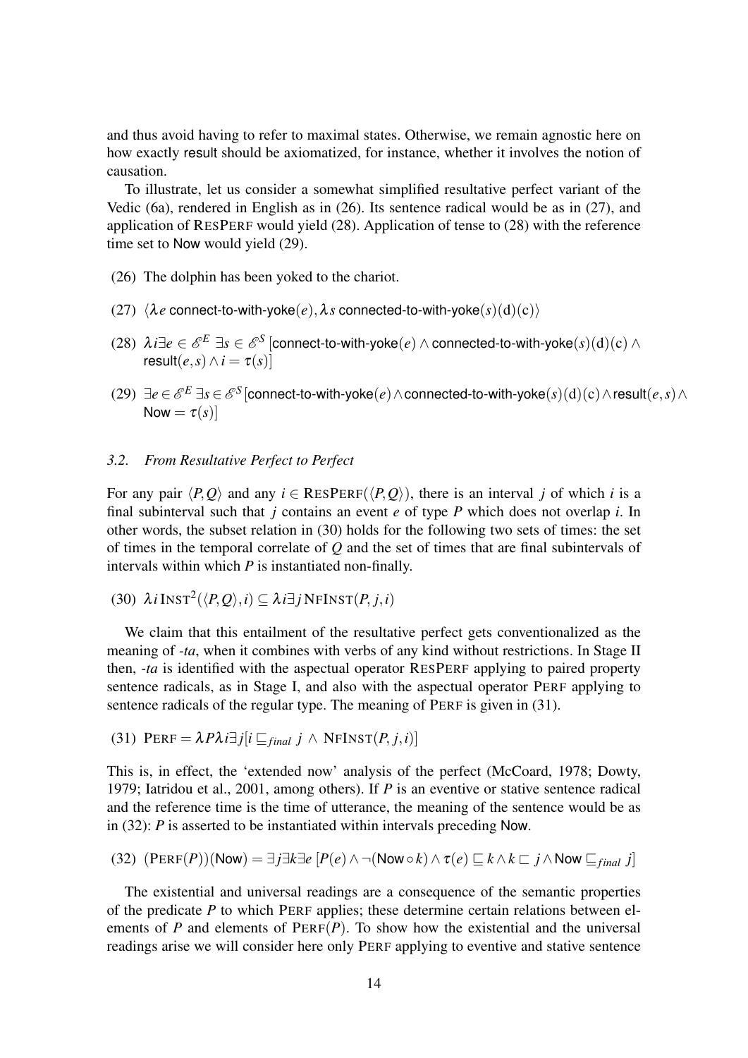and thus avoid having to refer to maximal states. Otherwise, we remain agnostic here on how exactly result should be axiomatized, for instance, whether it involves the notion of causation.

To illustrate, let us consider a somewhat simplified resultative perfect variant of the Vedic (6a), rendered in English as in (26). Its sentence radical would be as in (27), and application of RESPERF would yield (28). Application of tense to (28) with the reference time set to Now would yield (29).

(26) The dolphin has been yoked to the chariot.

(27) $\langle \lambda e\, \mathsf{connect\text{-}to\text{-}with\text{-}yoke}(e), \lambda s\, \mathsf{connected\text{-}to\text{-}with\text{-}yoke}(s)(\mathrm{d})(\mathrm{c})\rangle$

(28) $\lambda i \exists e \in \mathscr{E}^E\ \exists s \in \mathscr{E}^S\, [\mathsf{connect\text{-}to\text{-}with\text{-}yoke}(e) \wedge \mathsf{connected\text{-}to\text{-}with\text{-}yoke}(s)(\mathrm{d})(\mathrm{c}) \wedge \mathsf{result}(e,s) \wedge i = \tau(s)]$

(29) $\exists e \in \mathscr{E}^E\ \exists s \in \mathscr{E}^S\, [\mathsf{connect\text{-}to\text{-}with\text{-}yoke}(e) \wedge \mathsf{connected\text{-}to\text{-}with\text{-}yoke}(s)(\mathrm{d})(\mathrm{c}) \wedge \mathsf{result}(e,s) \wedge \mathsf{Now} = \tau(s)]$

### 3.2. *From Resultative Perfect to Perfect*

For any pair $\langle P, Q\rangle$ and any $i \in \text{RESPERF}(\langle P, Q\rangle)$, there is an interval $j$ of which $i$ is a final subinterval such that $j$ contains an event $e$ of type $P$ which does not overlap $i$. In other words, the subset relation in (30) holds for the following two sets of times: the set of times in the temporal correlate of $Q$ and the set of times that are final subintervals of intervals within which $P$ is instantiated non-finally.

(30) $\lambda i\, \text{INST}^2(\langle P, Q\rangle, i) \subseteq \lambda i \exists j\, \text{NFINST}(P, j, i)$

We claim that this entailment of the resultative perfect gets conventionalized as the meaning of *-ta*, when it combines with verbs of any kind without restrictions. In Stage II then, *-ta* is identified with the aspectual operator RESPERF applying to paired property sentence radicals, as in Stage I, and also with the aspectual operator PERF applying to sentence radicals of the regular type. The meaning of PERF is given in (31).

(31) $\text{PERF} = \lambda P \lambda i \exists j [i \sqsubseteq_{final} j\ \wedge\ \text{NFINST}(P, j, i)]$

This is, in effect, the 'extended now' analysis of the perfect (McCoard, 1978; Dowty, 1979; Iatridou et al., 2001, among others). If $P$ is an eventive or stative sentence radical and the reference time is the time of utterance, the meaning of the sentence would be as in (32): $P$ is asserted to be instantiated within intervals preceding Now.

(32) $(\text{PERF}(P))(\mathsf{Now}) = \exists j \exists k \exists e\, [P(e) \wedge \neg(\mathsf{Now} \circ k) \wedge \tau(e) \sqsubseteq k \wedge k \sqsubset j \wedge \mathsf{Now} \sqsubseteq_{final} j]$

The existential and universal readings are a consequence of the semantic properties of the predicate $P$ to which PERF applies; these determine certain relations between elements of $P$ and elements of $\text{PERF}(P)$. To show how the existential and the universal readings arise we will consider here only PERF applying to eventive and stative sentence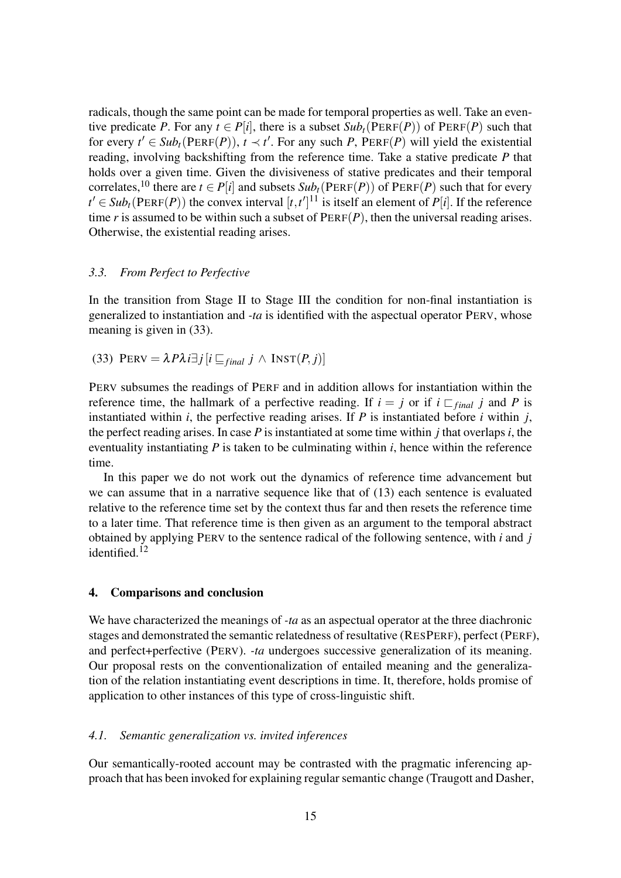radicals, though the same point can be made for temporal properties as well. Take an eventive predicate $P$. For any $t \in P[i]$, there is a subset $Sub_t(\text{PERF}(P))$ of $\text{PERF}(P)$ such that for every $t' \in Sub_t(\text{PERF}(P))$, $t \prec t'$. For any such $P$, $\text{PERF}(P)$ will yield the existential reading, involving backshifting from the reference time. Take a stative predicate $P$ that holds over a given time. Given the divisiveness of stative predicates and their temporal correlates,[10] there are $t \in P[i]$ and subsets $Sub_t(\text{PERF}(P))$ of $\text{PERF}(P)$ such that for every $t' \in Sub_t(\text{PERF}(P))$ the convex interval $[t, t']$[11] is itself an element of $P[i]$. If the reference time $r$ is assumed to be within such a subset of $\text{PERF}(P)$, then the universal reading arises. Otherwise, the existential reading arises.

### 3.3. *From Perfect to Perfective*

In the transition from Stage II to Stage III the condition for non-final instantiation is generalized to instantiation and *-ta* is identified with the aspectual operator PERV, whose meaning is given in (33).

(33) $\text{PERV} = \lambda P \lambda i \exists j \, [i \sqsubseteq_{final} j \wedge \text{INST}(P, j)]$

PERV subsumes the readings of PERF and in addition allows for instantiation within the reference time, the hallmark of a perfective reading. If $i = j$ or if $i \sqsubset_{final} j$ and $P$ is instantiated within $i$, the perfective reading arises. If $P$ is instantiated before $i$ within $j$, the perfect reading arises. In case $P$ is instantiated at some time within $j$ that overlaps $i$, the eventuality instantiating $P$ is taken to be culminating within $i$, hence within the reference time.

In this paper we do not work out the dynamics of reference time advancement but we can assume that in a narrative sequence like that of (13) each sentence is evaluated relative to the reference time set by the context thus far and then resets the reference time to a later time. That reference time is then given as an argument to the temporal abstract obtained by applying PERV to the sentence radical of the following sentence, with $i$ and $j$ identified.[12]

## 4. Comparisons and conclusion

We have characterized the meanings of *-ta* as an aspectual operator at the three diachronic stages and demonstrated the semantic relatedness of resultative (RESPERF), perfect (PERF), and perfect+perfective (PERV). *-ta* undergoes successive generalization of its meaning. Our proposal rests on the conventionalization of entailed meaning and the generalization of the relation instantiating event descriptions in time. It, therefore, holds promise of application to other instances of this type of cross-linguistic shift.

### 4.1. *Semantic generalization vs. invited inferences*

Our semantically-rooted account may be contrasted with the pragmatic inferencing approach that has been invoked for explaining regular semantic change (Traugott and Dasher,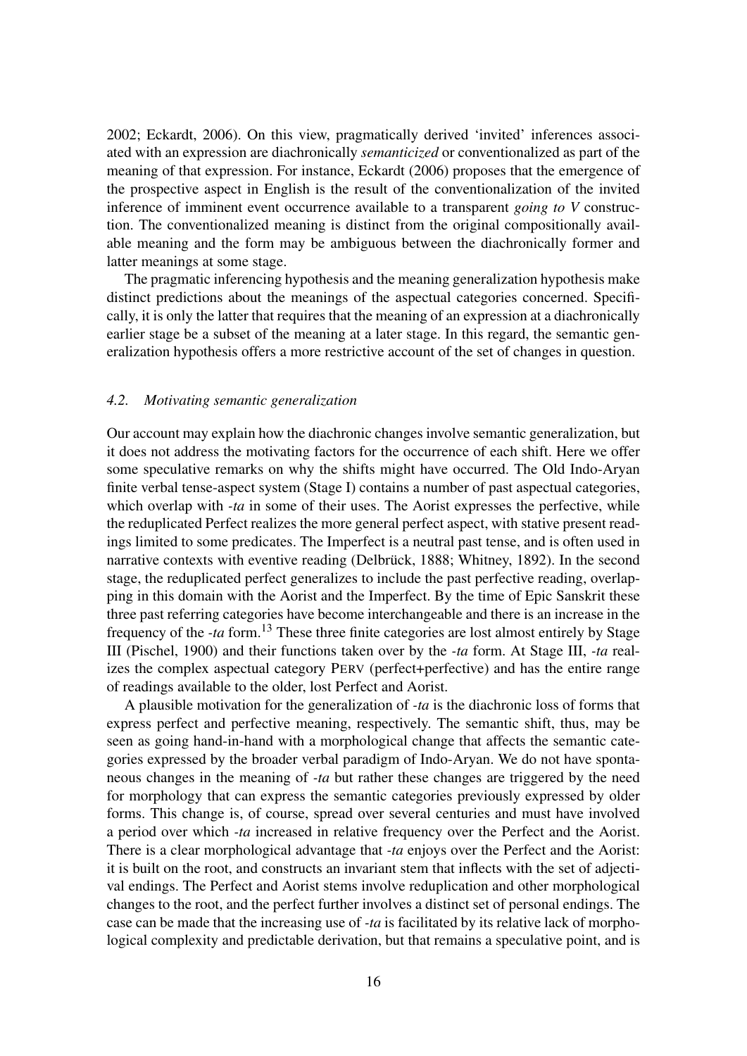2002; Eckardt, 2006). On this view, pragmatically derived 'invited' inferences associated with an expression are diachronically *semanticized* or conventionalized as part of the meaning of that expression. For instance, Eckardt (2006) proposes that the emergence of the prospective aspect in English is the result of the conventionalization of the invited inference of imminent event occurrence available to a transparent *going to V* construction. The conventionalized meaning is distinct from the original compositionally available meaning and the form may be ambiguous between the diachronically former and latter meanings at some stage.

The pragmatic inferencing hypothesis and the meaning generalization hypothesis make distinct predictions about the meanings of the aspectual categories concerned. Specifically, it is only the latter that requires that the meaning of an expression at a diachronically earlier stage be a subset of the meaning at a later stage. In this regard, the semantic generalization hypothesis offers a more restrictive account of the set of changes in question.

### *4.2. Motivating semantic generalization*

Our account may explain how the diachronic changes involve semantic generalization, but it does not address the motivating factors for the occurrence of each shift. Here we offer some speculative remarks on why the shifts might have occurred. The Old Indo-Aryan finite verbal tense-aspect system (Stage I) contains a number of past aspectual categories, which overlap with *-ta* in some of their uses. The Aorist expresses the perfective, while the reduplicated Perfect realizes the more general perfect aspect, with stative present readings limited to some predicates. The Imperfect is a neutral past tense, and is often used in narrative contexts with eventive reading (Delbrück, 1888; Whitney, 1892). In the second stage, the reduplicated perfect generalizes to include the past perfective reading, overlapping in this domain with the Aorist and the Imperfect. By the time of Epic Sanskrit these three past referring categories have become interchangeable and there is an increase in the frequency of the *-ta* form.[13] These three finite categories are lost almost entirely by Stage III (Pischel, 1900) and their functions taken over by the *-ta* form. At Stage III, *-ta* realizes the complex aspectual category PERV (perfect+perfective) and has the entire range of readings available to the older, lost Perfect and Aorist.

A plausible motivation for the generalization of *-ta* is the diachronic loss of forms that express perfect and perfective meaning, respectively. The semantic shift, thus, may be seen as going hand-in-hand with a morphological change that affects the semantic categories expressed by the broader verbal paradigm of Indo-Aryan. We do not have spontaneous changes in the meaning of *-ta* but rather these changes are triggered by the need for morphology that can express the semantic categories previously expressed by older forms. This change is, of course, spread over several centuries and must have involved a period over which *-ta* increased in relative frequency over the Perfect and the Aorist. There is a clear morphological advantage that *-ta* enjoys over the Perfect and the Aorist: it is built on the root, and constructs an invariant stem that inflects with the set of adjectival endings. The Perfect and Aorist stems involve reduplication and other morphological changes to the root, and the perfect further involves a distinct set of personal endings. The case can be made that the increasing use of *-ta* is facilitated by its relative lack of morphological complexity and predictable derivation, but that remains a speculative point, and is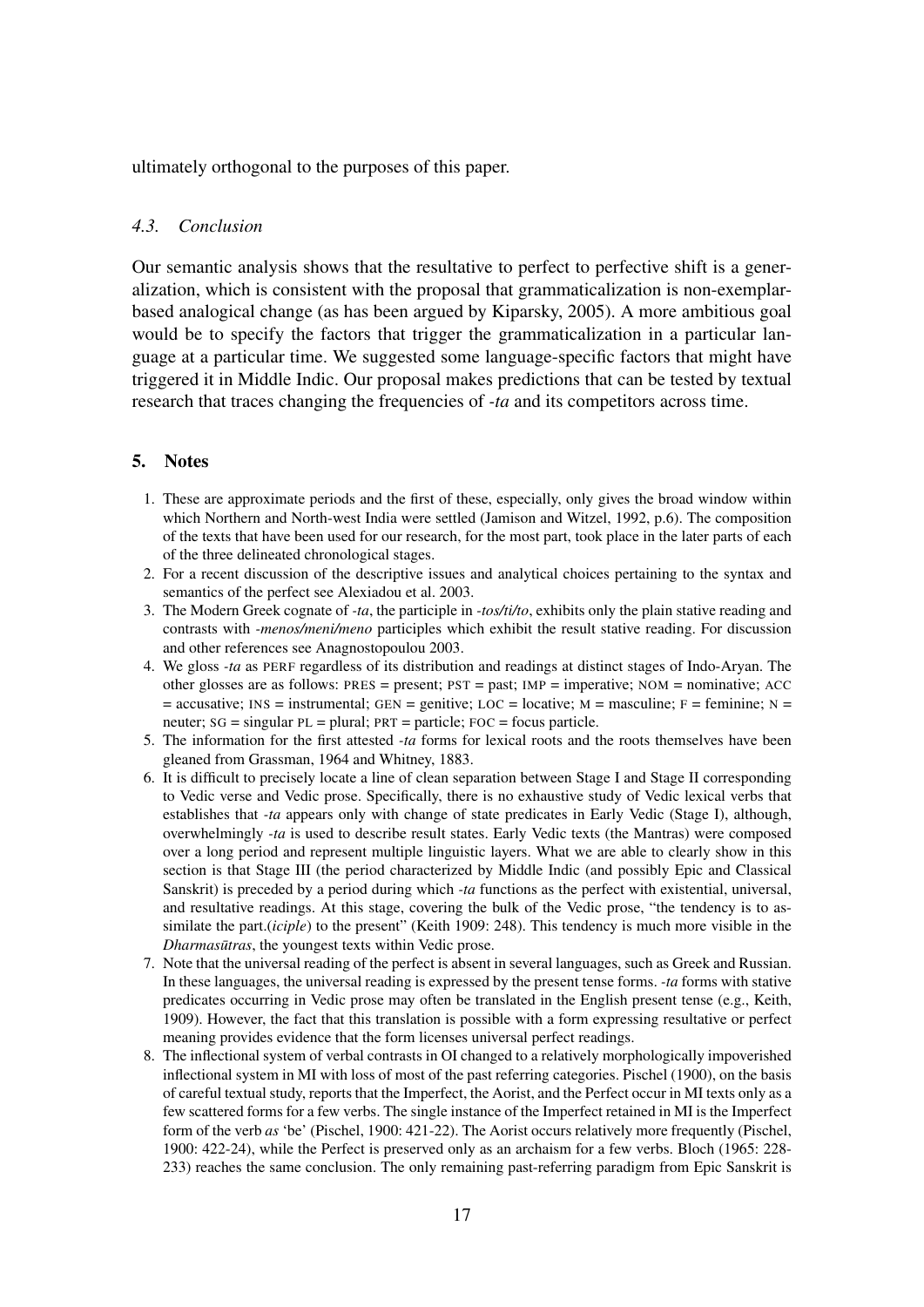ultimately orthogonal to the purposes of this paper.

### *4.3. Conclusion*

Our semantic analysis shows that the resultative to perfect to perfective shift is a generalization, which is consistent with the proposal that grammaticalization is non-exemplar-based analogical change (as has been argued by Kiparsky, 2005). A more ambitious goal would be to specify the factors that trigger the grammaticalization in a particular language at a particular time. We suggested some language-specific factors that might have triggered it in Middle Indic. Our proposal makes predictions that can be tested by textual research that traces changing the frequencies of *-ta* and its competitors across time.

## 5. Notes

1. These are approximate periods and the first of these, especially, only gives the broad window within which Northern and North-west India were settled (Jamison and Witzel, 1992, p.6). The composition of the texts that have been used for our research, for the most part, took place in the later parts of each of the three delineated chronological stages.
2. For a recent discussion of the descriptive issues and analytical choices pertaining to the syntax and semantics of the perfect see Alexiadou et al. 2003.
3. The Modern Greek cognate of *-ta*, the participle in *-tos/ti/to*, exhibits only the plain stative reading and contrasts with *-menos/meni/meno* participles which exhibit the result stative reading. For discussion and other references see Anagnostopoulou 2003.
4. We gloss *-ta* as PERF regardless of its distribution and readings at distinct stages of Indo-Aryan. The other glosses are as follows: PRES = present; PST = past; IMP = imperative; NOM = nominative; ACC = accusative; INS = instrumental; GEN = genitive; LOC = locative; M = masculine; F = feminine; N = neuter; SG = singular PL = plural; PRT = particle; FOC = focus particle.
5. The information for the first attested *-ta* forms for lexical roots and the roots themselves have been gleaned from Grassman, 1964 and Whitney, 1883.
6. It is difficult to precisely locate a line of clean separation between Stage I and Stage II corresponding to Vedic verse and Vedic prose. Specifically, there is no exhaustive study of Vedic lexical verbs that establishes that *-ta* appears only with change of state predicates in Early Vedic (Stage I), although, overwhelmingly *-ta* is used to describe result states. Early Vedic texts (the Mantras) were composed over a long period and represent multiple linguistic layers. What we are able to clearly show in this section is that Stage III (the period characterized by Middle Indic (and possibly Epic and Classical Sanskrit) is preceded by a period during which *-ta* functions as the perfect with existential, universal, and resultative readings. At this stage, covering the bulk of the Vedic prose, "the tendency is to assimilate the part.(*iciple*) to the present" (Keith 1909: 248). This tendency is much more visible in the *Dharmasūtras*, the youngest texts within Vedic prose.
7. Note that the universal reading of the perfect is absent in several languages, such as Greek and Russian. In these languages, the universal reading is expressed by the present tense forms. *-ta* forms with stative predicates occurring in Vedic prose may often be translated in the English present tense (e.g., Keith, 1909). However, the fact that this translation is possible with a form expressing resultative or perfect meaning provides evidence that the form licenses universal perfect readings.
8. The inflectional system of verbal contrasts in OI changed to a relatively morphologically impoverished inflectional system in MI with loss of most of the past referring categories. Pischel (1900), on the basis of careful textual study, reports that the Imperfect, the Aorist, and the Perfect occur in MI texts only as a few scattered forms for a few verbs. The single instance of the Imperfect retained in MI is the Imperfect form of the verb *as* 'be' (Pischel, 1900: 421-22). The Aorist occurs relatively more frequently (Pischel, 1900: 422-24), while the Perfect is preserved only as an archaism for a few verbs. Bloch (1965: 228-233) reaches the same conclusion. The only remaining past-referring paradigm from Epic Sanskrit is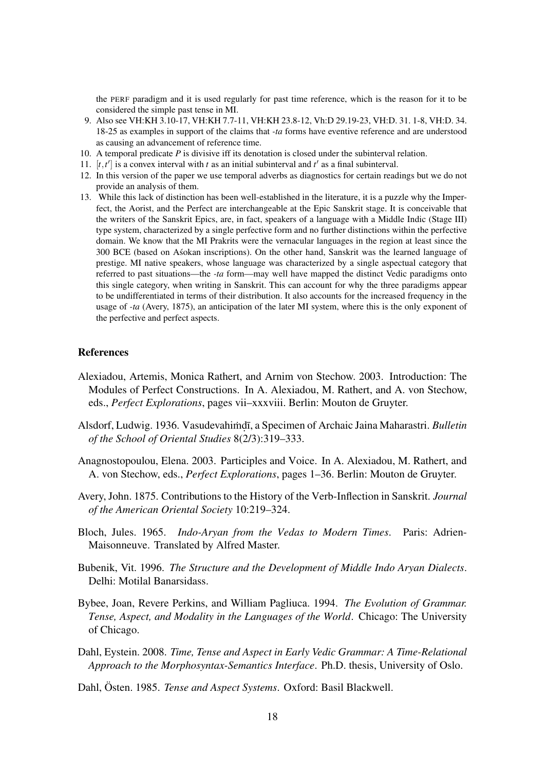the PERF paradigm and it is used regularly for past time reference, which is the reason for it to be considered the simple past tense in MI.

9. Also see VH:KH 3.10-17, VH:KH 7.7-11, VH:KH 23.8-12, Vh:D 29.19-23, VH:D. 31. 1-8, VH:D. 34. 18-25 as examples in support of the claims that *-ta* forms have eventive reference and are understood as causing an advancement of reference time.
10. A temporal predicate *P* is divisive iff its denotation is closed under the subinterval relation.
11. $[t,t']$ is a convex interval with $t$ as an initial subinterval and $t'$ as a final subinterval.
12. In this version of the paper we use temporal adverbs as diagnostics for certain readings but we do not provide an analysis of them.
13. While this lack of distinction has been well-established in the literature, it is a puzzle why the Imperfect, the Aorist, and the Perfect are interchangeable at the Epic Sanskrit stage. It is conceivable that the writers of the Sanskrit Epics, are, in fact, speakers of a language with a Middle Indic (Stage III) type system, characterized by a single perfective form and no further distinctions within the perfective domain. We know that the MI Prakrits were the vernacular languages in the region at least since the 300 BCE (based on Aśokan inscriptions). On the other hand, Sanskrit was the learned language of prestige. MI native speakers, whose language was characterized by a single aspectual category that referred to past situations—the *-ta* form—may well have mapped the distinct Vedic paradigms onto this single category, when writing in Sanskrit. This can account for why the three paradigms appear to be undifferentiated in terms of their distribution. It also accounts for the increased frequency in the usage of *-ta* (Avery, 1875), an anticipation of the later MI system, where this is the only exponent of the perfective and perfect aspects.

## References

Alexiadou, Artemis, Monica Rathert, and Arnim von Stechow. 2003. Introduction: The Modules of Perfect Constructions. In A. Alexiadou, M. Rathert, and A. von Stechow, eds., *Perfect Explorations*, pages vii–xxxviii. Berlin: Mouton de Gruyter.

Alsdorf, Ludwig. 1936. Vasudevahiṁḍī, a Specimen of Archaic Jaina Maharastri. *Bulletin of the School of Oriental Studies* 8(2/3):319–333.

Anagnostopoulou, Elena. 2003. Participles and Voice. In A. Alexiadou, M. Rathert, and A. von Stechow, eds., *Perfect Explorations*, pages 1–36. Berlin: Mouton de Gruyter.

Avery, John. 1875. Contributions to the History of the Verb-Inflection in Sanskrit. *Journal of the American Oriental Society* 10:219–324.

Bloch, Jules. 1965. *Indo-Aryan from the Vedas to Modern Times*. Paris: Adrien-Maisonneuve. Translated by Alfred Master.

Bubenik, Vit. 1996. *The Structure and the Development of Middle Indo Aryan Dialects*. Delhi: Motilal Banarsidass.

Bybee, Joan, Revere Perkins, and William Pagliuca. 1994. *The Evolution of Grammar. Tense, Aspect, and Modality in the Languages of the World*. Chicago: The University of Chicago.

Dahl, Eystein. 2008. *Time, Tense and Aspect in Early Vedic Grammar: A Time-Relational Approach to the Morphosyntax-Semantics Interface*. Ph.D. thesis, University of Oslo.

Dahl, Östen. 1985. *Tense and Aspect Systems*. Oxford: Basil Blackwell.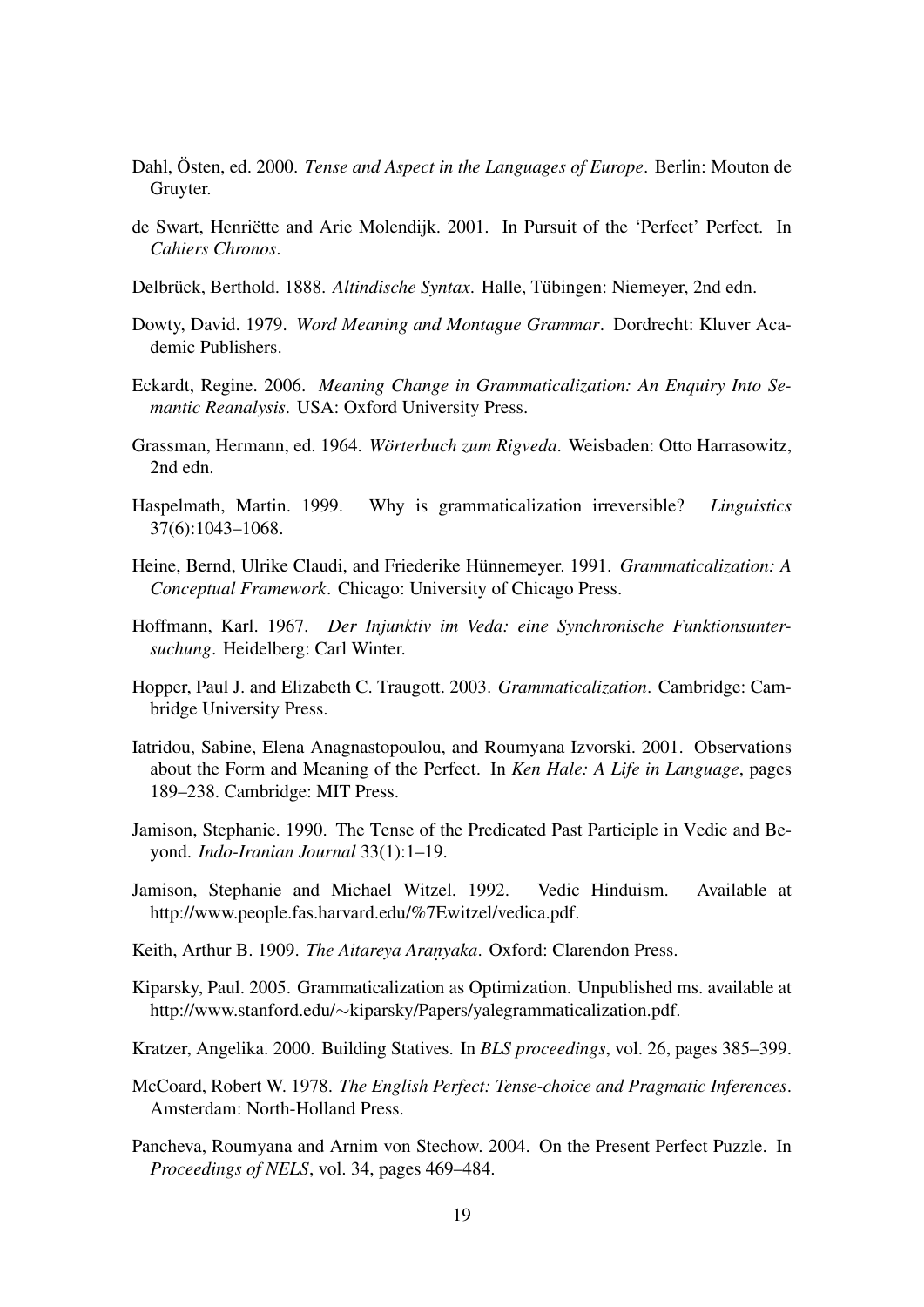Dahl, Östen, ed. 2000. *Tense and Aspect in the Languages of Europe*. Berlin: Mouton de Gruyter.

de Swart, Henriëtte and Arie Molendijk. 2001. In Pursuit of the 'Perfect' Perfect. In *Cahiers Chronos*.

Delbrück, Berthold. 1888. *Altindische Syntax*. Halle, Tübingen: Niemeyer, 2nd edn.

Dowty, David. 1979. *Word Meaning and Montague Grammar*. Dordrecht: Kluver Academic Publishers.

Eckardt, Regine. 2006. *Meaning Change in Grammaticalization: An Enquiry Into Semantic Reanalysis*. USA: Oxford University Press.

Grassman, Hermann, ed. 1964. *Wörterbuch zum Rigveda*. Weisbaden: Otto Harrasowitz, 2nd edn.

Haspelmath, Martin. 1999. Why is grammaticalization irreversible? *Linguistics* 37(6):1043–1068.

Heine, Bernd, Ulrike Claudi, and Friederike Hünnemeyer. 1991. *Grammaticalization: A Conceptual Framework*. Chicago: University of Chicago Press.

Hoffmann, Karl. 1967. *Der Injunktiv im Veda: eine Synchronische Funktionsuntersuchung*. Heidelberg: Carl Winter.

Hopper, Paul J. and Elizabeth C. Traugott. 2003. *Grammaticalization*. Cambridge: Cambridge University Press.

Iatridou, Sabine, Elena Anagnastopoulou, and Roumyana Izvorski. 2001. Observations about the Form and Meaning of the Perfect. In *Ken Hale: A Life in Language*, pages 189–238. Cambridge: MIT Press.

Jamison, Stephanie. 1990. The Tense of the Predicated Past Participle in Vedic and Beyond. *Indo-Iranian Journal* 33(1):1–19.

Jamison, Stephanie and Michael Witzel. 1992. Vedic Hinduism. Available at http://www.people.fas.harvard.edu/%7Ewitzel/vedica.pdf.

Keith, Arthur B. 1909. *The Aitareya Araṇyaka*. Oxford: Clarendon Press.

Kiparsky, Paul. 2005. Grammaticalization as Optimization. Unpublished ms. available at http://www.stanford.edu/∼kiparsky/Papers/yalegrammaticalization.pdf.

Kratzer, Angelika. 2000. Building Statives. In *BLS proceedings*, vol. 26, pages 385–399.

McCoard, Robert W. 1978. *The English Perfect: Tense-choice and Pragmatic Inferences*. Amsterdam: North-Holland Press.

Pancheva, Roumyana and Arnim von Stechow. 2004. On the Present Perfect Puzzle. In *Proceedings of NELS*, vol. 34, pages 469–484.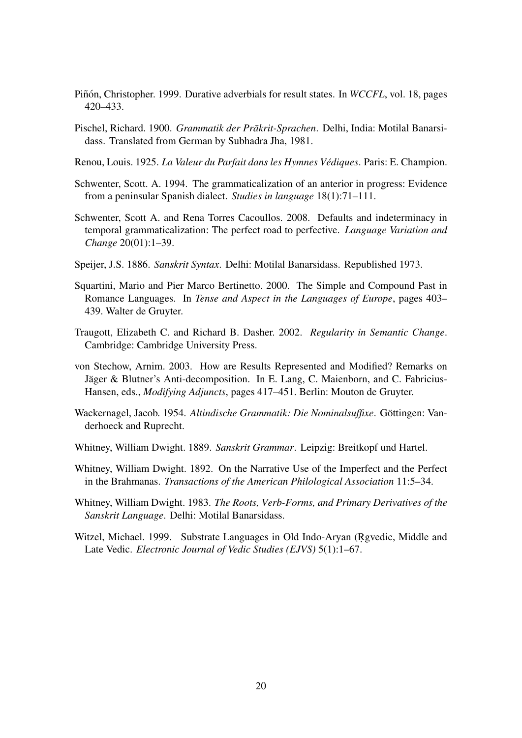Piñón, Christopher. 1999. Durative adverbials for result states. In *WCCFL*, vol. 18, pages 420–433.

Pischel, Richard. 1900. *Grammatik der Prākrit-Sprachen*. Delhi, India: Motilal Banarsidass. Translated from German by Subhadra Jha, 1981.

Renou, Louis. 1925. *La Valeur du Parfait dans les Hymnes Védiques*. Paris: E. Champion.

Schwenter, Scott. A. 1994. The grammaticalization of an anterior in progress: Evidence from a peninsular Spanish dialect. *Studies in language* 18(1):71–111.

Schwenter, Scott A. and Rena Torres Cacoullos. 2008. Defaults and indeterminacy in temporal grammaticalization: The perfect road to perfective. *Language Variation and Change* 20(01):1–39.

Speijer, J.S. 1886. *Sanskrit Syntax*. Delhi: Motilal Banarsidass. Republished 1973.

Squartini, Mario and Pier Marco Bertinetto. 2000. The Simple and Compound Past in Romance Languages. In *Tense and Aspect in the Languages of Europe*, pages 403–439. Walter de Gruyter.

Traugott, Elizabeth C. and Richard B. Dasher. 2002. *Regularity in Semantic Change*. Cambridge: Cambridge University Press.

von Stechow, Arnim. 2003. How are Results Represented and Modified? Remarks on Jäger & Blutner's Anti-decomposition. In E. Lang, C. Maienborn, and C. Fabricius-Hansen, eds., *Modifying Adjuncts*, pages 417–451. Berlin: Mouton de Gruyter.

Wackernagel, Jacob. 1954. *Altindische Grammatik: Die Nominalsuffixe*. Göttingen: Vanderhoeck and Ruprecht.

Whitney, William Dwight. 1889. *Sanskrit Grammar*. Leipzig: Breitkopf und Hartel.

Whitney, William Dwight. 1892. On the Narrative Use of the Imperfect and the Perfect in the Brahmanas. *Transactions of the American Philological Association* 11:5–34.

Whitney, William Dwight. 1983. *The Roots, Verb-Forms, and Primary Derivatives of the Sanskrit Language*. Delhi: Motilal Banarsidass.

Witzel, Michael. 1999. Substrate Languages in Old Indo-Aryan (Ṛgvedic, Middle and Late Vedic. *Electronic Journal of Vedic Studies (EJVS)* 5(1):1–67.